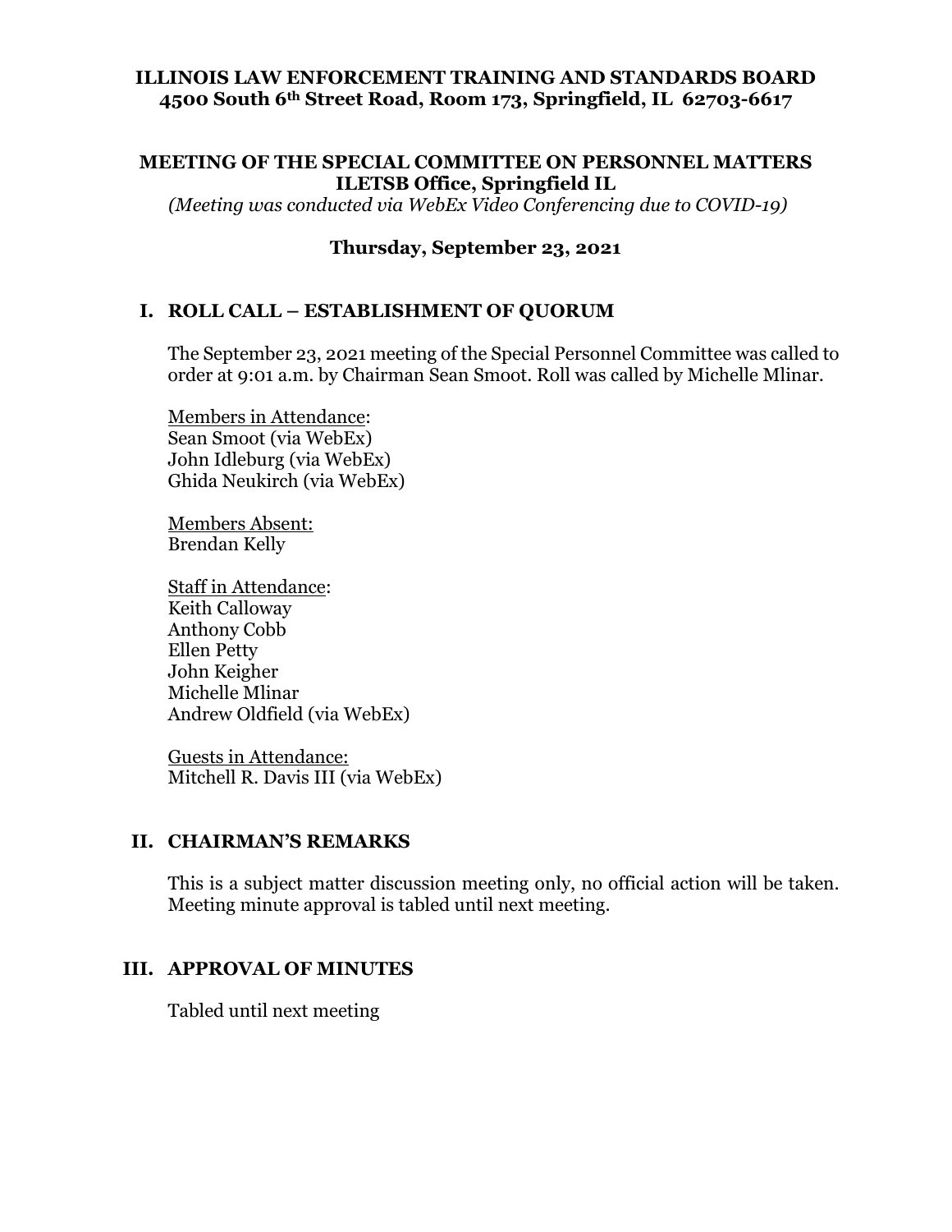**ILLINOIS LAW ENFORCEMENT TRAINING AND STANDARDS BOARD**
**4500 South 6th Street Road, Room 173, Springfield, IL 62703-6617**

**MEETING OF THE SPECIAL COMMITTEE ON PERSONNEL MATTERS**
**ILETSB Office, Springfield IL**
*(Meeting was conducted via WebEx Video Conferencing due to COVID-19)*

**Thursday, September 23, 2021**

## I. ROLL CALL – ESTABLISHMENT OF QUORUM

The September 23, 2021 meeting of the Special Personnel Committee was called to order at 9:01 a.m. by Chairman Sean Smoot. Roll was called by Michelle Mlinar.

Members in Attendance:
Sean Smoot (via WebEx)
John Idleburg (via WebEx)
Ghida Neukirch (via WebEx)

Members Absent:
Brendan Kelly

Staff in Attendance:
Keith Calloway
Anthony Cobb
Ellen Petty
John Keigher
Michelle Mlinar
Andrew Oldfield (via WebEx)

Guests in Attendance:
Mitchell R. Davis III (via WebEx)

## II. CHAIRMAN'S REMARKS

This is a subject matter discussion meeting only, no official action will be taken. Meeting minute approval is tabled until next meeting.

## III. APPROVAL OF MINUTES

Tabled until next meeting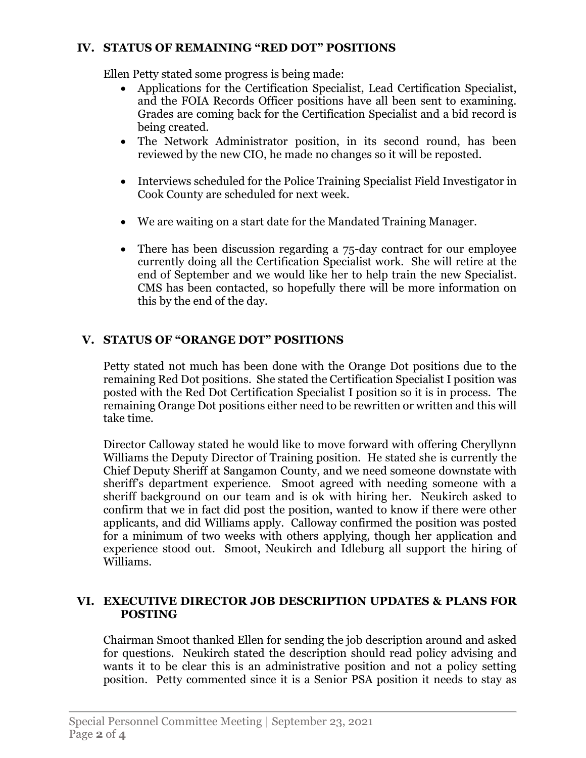## IV. STATUS OF REMAINING "RED DOT" POSITIONS

Ellen Petty stated some progress is being made:

- Applications for the Certification Specialist, Lead Certification Specialist, and the FOIA Records Officer positions have all been sent to examining. Grades are coming back for the Certification Specialist and a bid record is being created.
- The Network Administrator position, in its second round, has been reviewed by the new CIO, he made no changes so it will be reposted.
- Interviews scheduled for the Police Training Specialist Field Investigator in Cook County are scheduled for next week.
- We are waiting on a start date for the Mandated Training Manager.
- There has been discussion regarding a 75-day contract for our employee currently doing all the Certification Specialist work. She will retire at the end of September and we would like her to help train the new Specialist. CMS has been contacted, so hopefully there will be more information on this by the end of the day.

## V. STATUS OF "ORANGE DOT" POSITIONS

Petty stated not much has been done with the Orange Dot positions due to the remaining Red Dot positions. She stated the Certification Specialist I position was posted with the Red Dot Certification Specialist I position so it is in process. The remaining Orange Dot positions either need to be rewritten or written and this will take time.

Director Calloway stated he would like to move forward with offering Cheryllynn Williams the Deputy Director of Training position. He stated she is currently the Chief Deputy Sheriff at Sangamon County, and we need someone downstate with sheriff's department experience. Smoot agreed with needing someone with a sheriff background on our team and is ok with hiring her. Neukirch asked to confirm that we in fact did post the position, wanted to know if there were other applicants, and did Williams apply. Calloway confirmed the position was posted for a minimum of two weeks with others applying, though her application and experience stood out. Smoot, Neukirch and Idleburg all support the hiring of Williams.

## VI. EXECUTIVE DIRECTOR JOB DESCRIPTION UPDATES & PLANS FOR POSTING

Chairman Smoot thanked Ellen for sending the job description around and asked for questions. Neukirch stated the description should read policy advising and wants it to be clear this is an administrative position and not a policy setting position. Petty commented since it is a Senior PSA position it needs to stay as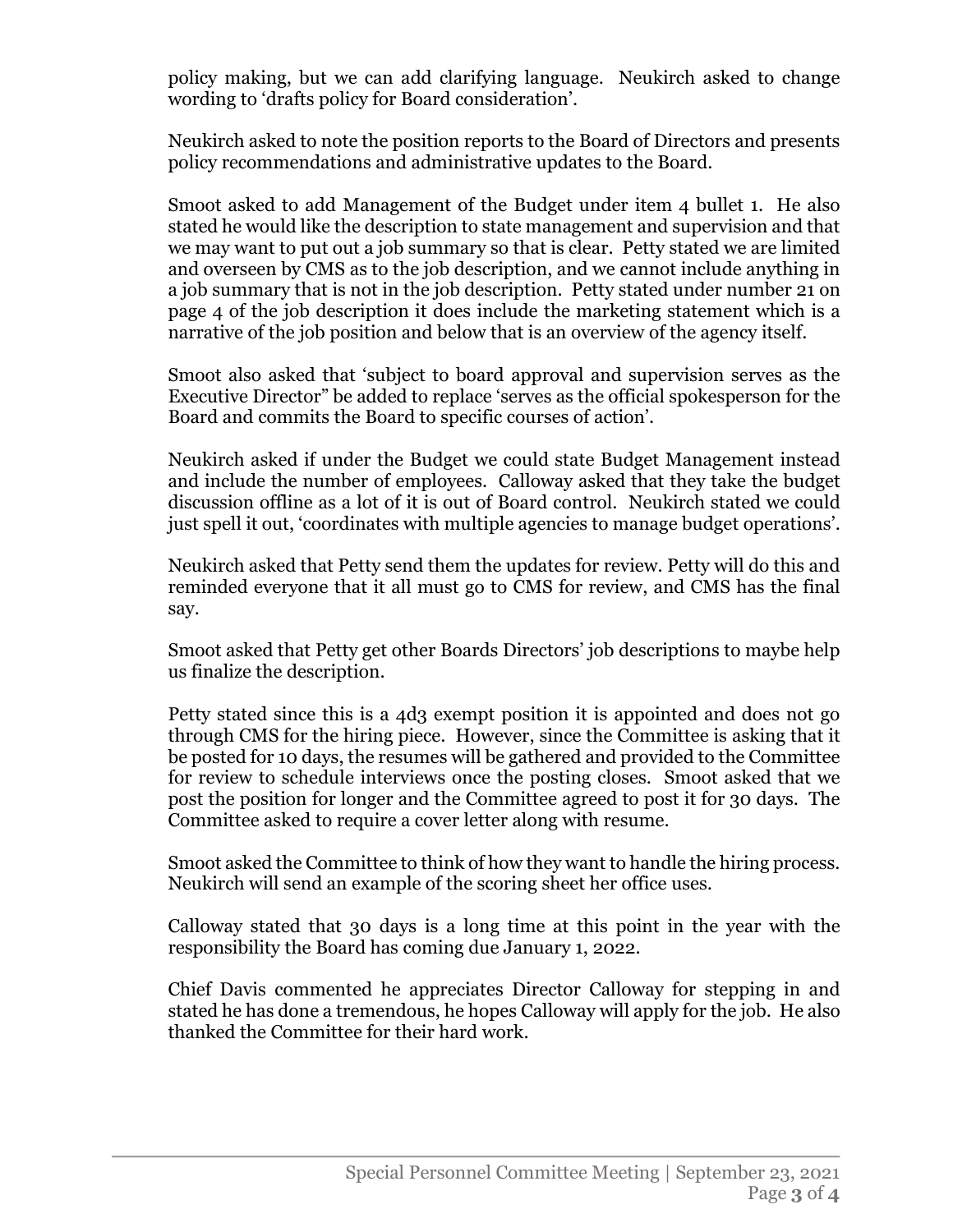policy making, but we can add clarifying language. Neukirch asked to change wording to 'drafts policy for Board consideration'.

Neukirch asked to note the position reports to the Board of Directors and presents policy recommendations and administrative updates to the Board.

Smoot asked to add Management of the Budget under item 4 bullet 1. He also stated he would like the description to state management and supervision and that we may want to put out a job summary so that is clear. Petty stated we are limited and overseen by CMS as to the job description, and we cannot include anything in a job summary that is not in the job description. Petty stated under number 21 on page 4 of the job description it does include the marketing statement which is a narrative of the job position and below that is an overview of the agency itself.

Smoot also asked that 'subject to board approval and supervision serves as the Executive Director" be added to replace 'serves as the official spokesperson for the Board and commits the Board to specific courses of action'.

Neukirch asked if under the Budget we could state Budget Management instead and include the number of employees. Calloway asked that they take the budget discussion offline as a lot of it is out of Board control. Neukirch stated we could just spell it out, 'coordinates with multiple agencies to manage budget operations'.

Neukirch asked that Petty send them the updates for review. Petty will do this and reminded everyone that it all must go to CMS for review, and CMS has the final say.

Smoot asked that Petty get other Boards Directors' job descriptions to maybe help us finalize the description.

Petty stated since this is a 4d3 exempt position it is appointed and does not go through CMS for the hiring piece. However, since the Committee is asking that it be posted for 10 days, the resumes will be gathered and provided to the Committee for review to schedule interviews once the posting closes. Smoot asked that we post the position for longer and the Committee agreed to post it for 30 days. The Committee asked to require a cover letter along with resume.

Smoot asked the Committee to think of how they want to handle the hiring process. Neukirch will send an example of the scoring sheet her office uses.

Calloway stated that 30 days is a long time at this point in the year with the responsibility the Board has coming due January 1, 2022.

Chief Davis commented he appreciates Director Calloway for stepping in and stated he has done a tremendous, he hopes Calloway will apply for the job. He also thanked the Committee for their hard work.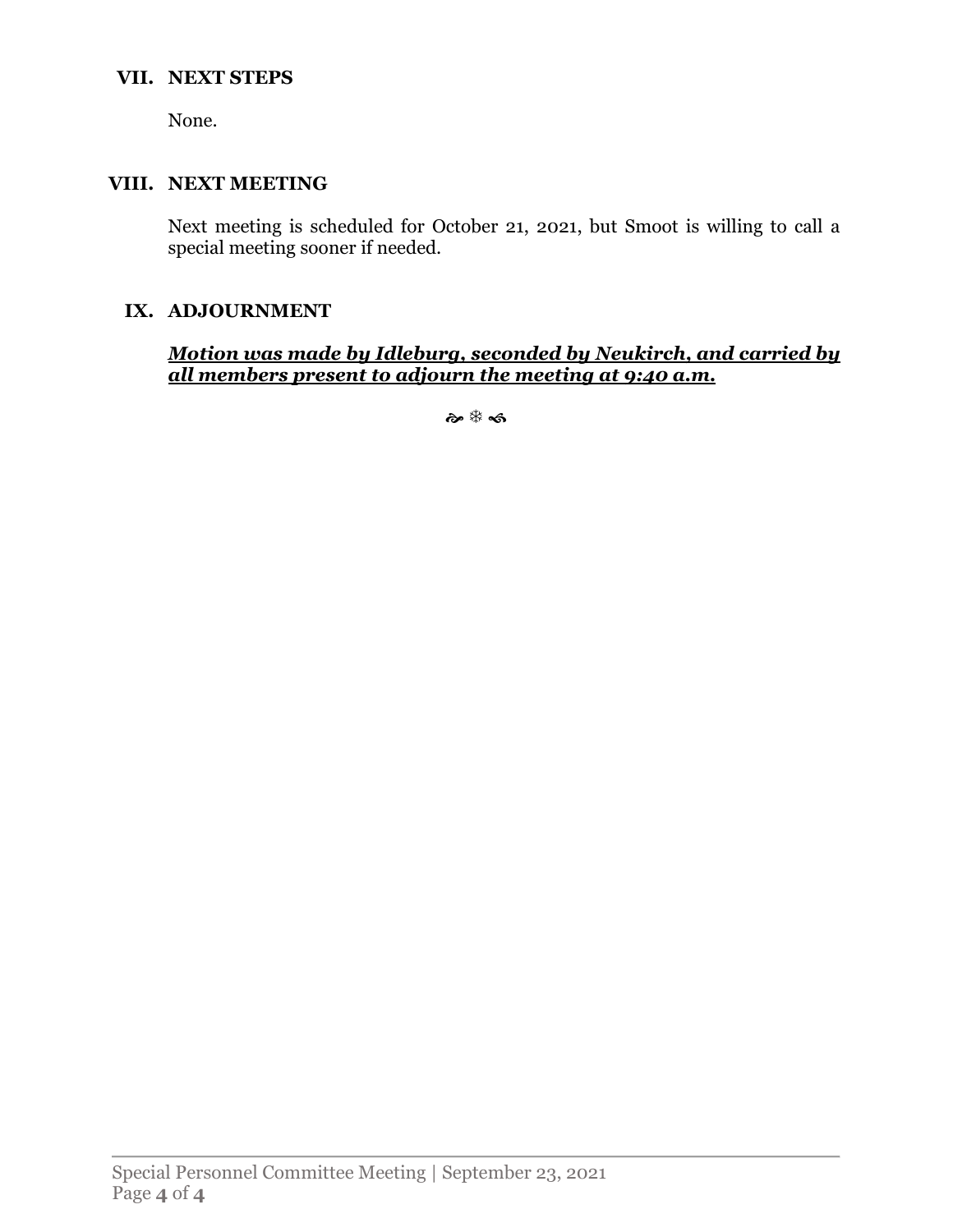## VII. NEXT STEPS

None.

## VIII. NEXT MEETING

Next meeting is scheduled for October 21, 2021, but Smoot is willing to call a special meeting sooner if needed.

## IX. ADJOURNMENT

***Motion was made by Idleburg, seconded by Neukirch, and carried by all members present to adjourn the meeting at 9:40 a.m.***

☙ ❄ ❧